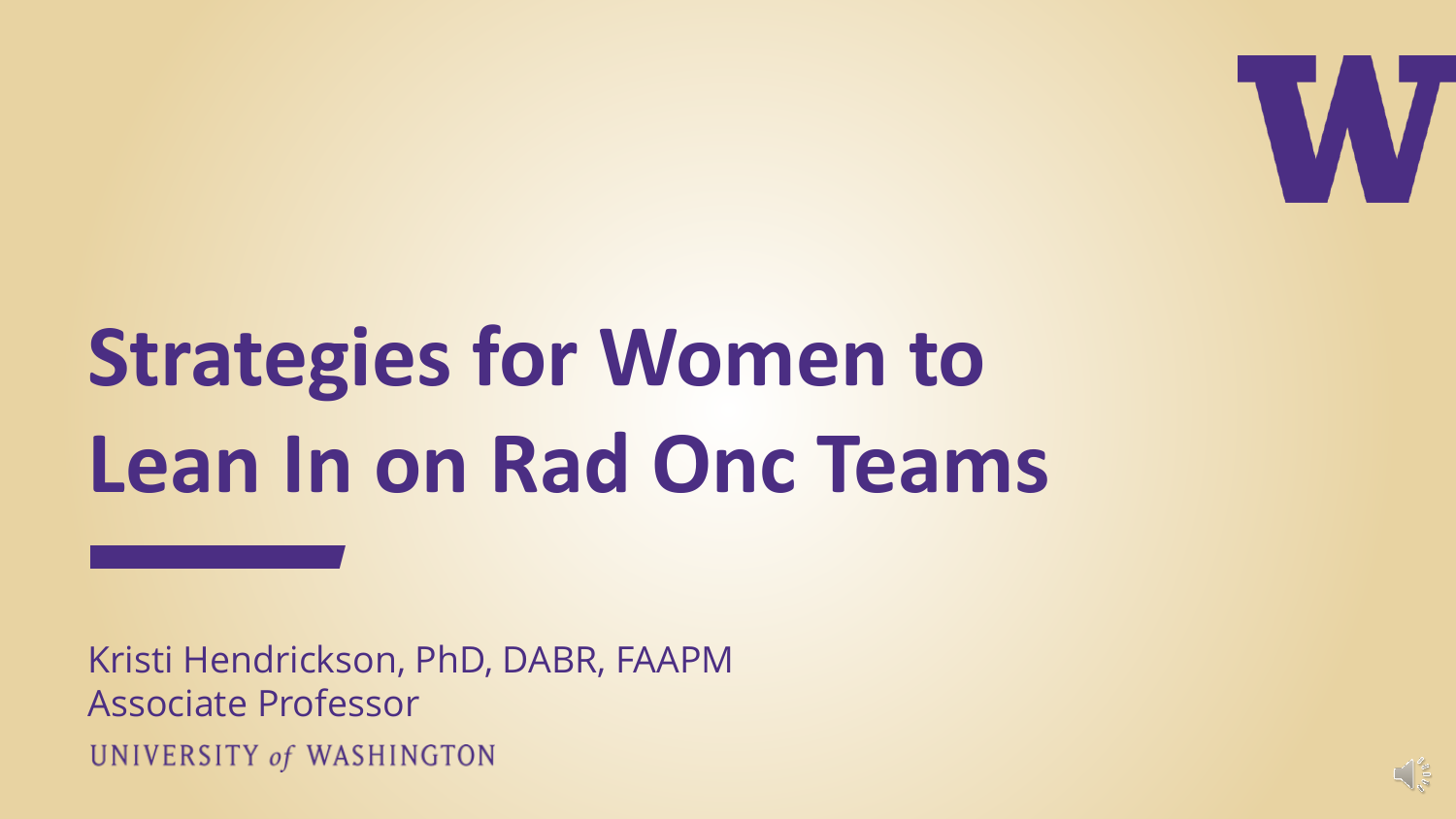# Strategies for Women to Lean In on Rad Onc Teams

Kristi Hendrickson, PhD, DABR, FAAPM
Associate Professor
UNIVERSITY *of* WASHINGTON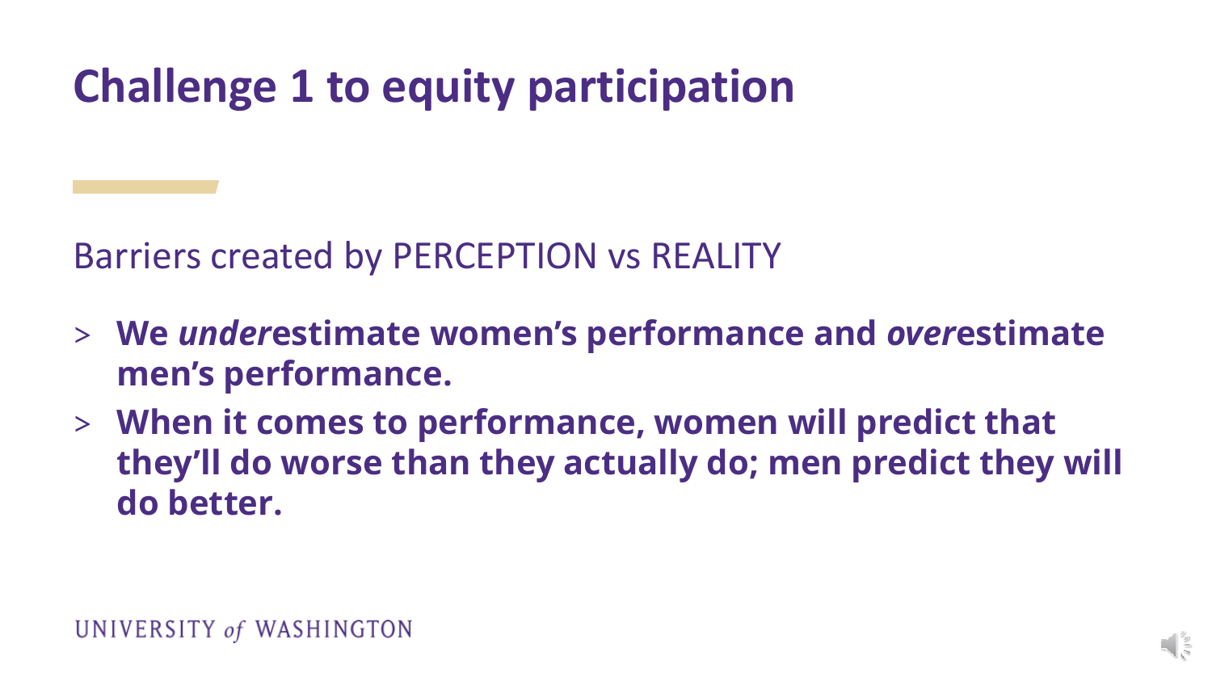# Challenge 1 to equity participation

Barriers created by PERCEPTION vs REALITY

- **We *under*estimate women's performance and *over*estimate men's performance.**
- **When it comes to performance, women will predict that they'll do worse than they actually do; men predict they will do better.**

UNIVERSITY *of* WASHINGTON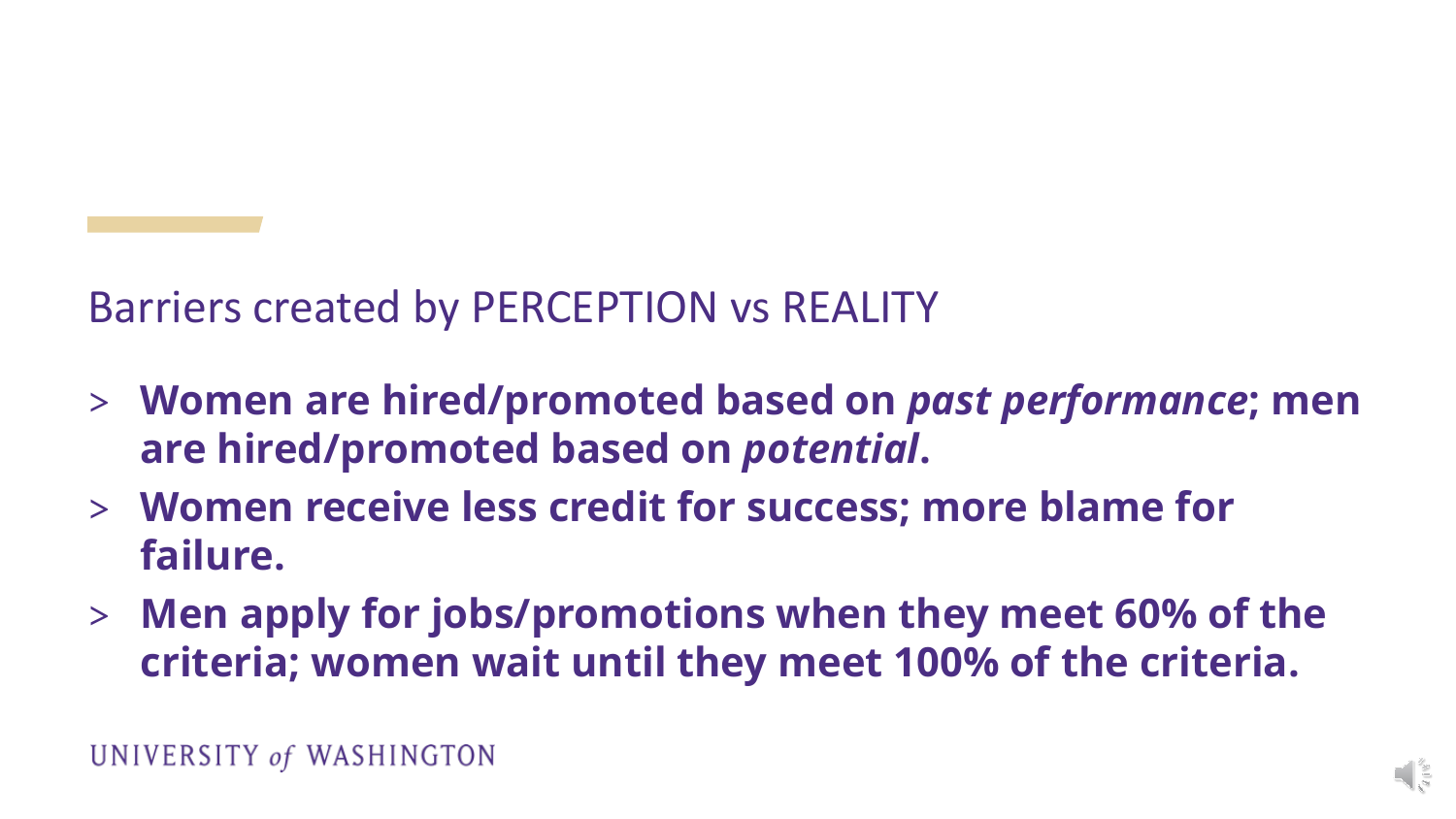## Barriers created by PERCEPTION vs REALITY

- **Women are hired/promoted based on *past performance*; men are hired/promoted based on *potential*.**
- **Women receive less credit for success; more blame for failure.**
- **Men apply for jobs/promotions when they meet 60% of the criteria; women wait until they meet 100% of the criteria.**

UNIVERSITY *of* WASHINGTON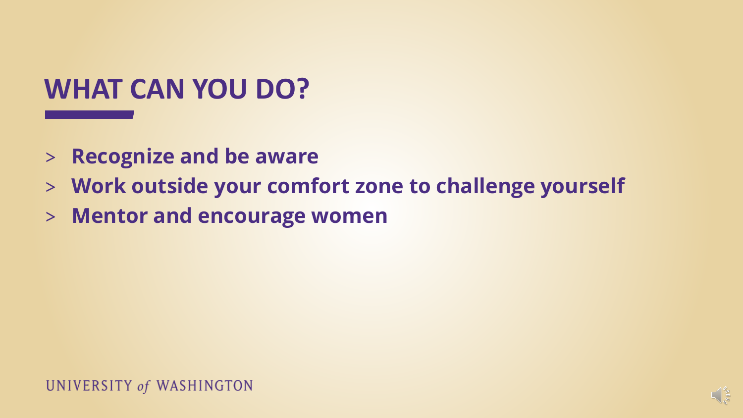# WHAT CAN YOU DO?

- **Recognize and be aware**
- **Work outside your comfort zone to challenge yourself**
- **Mentor and encourage women**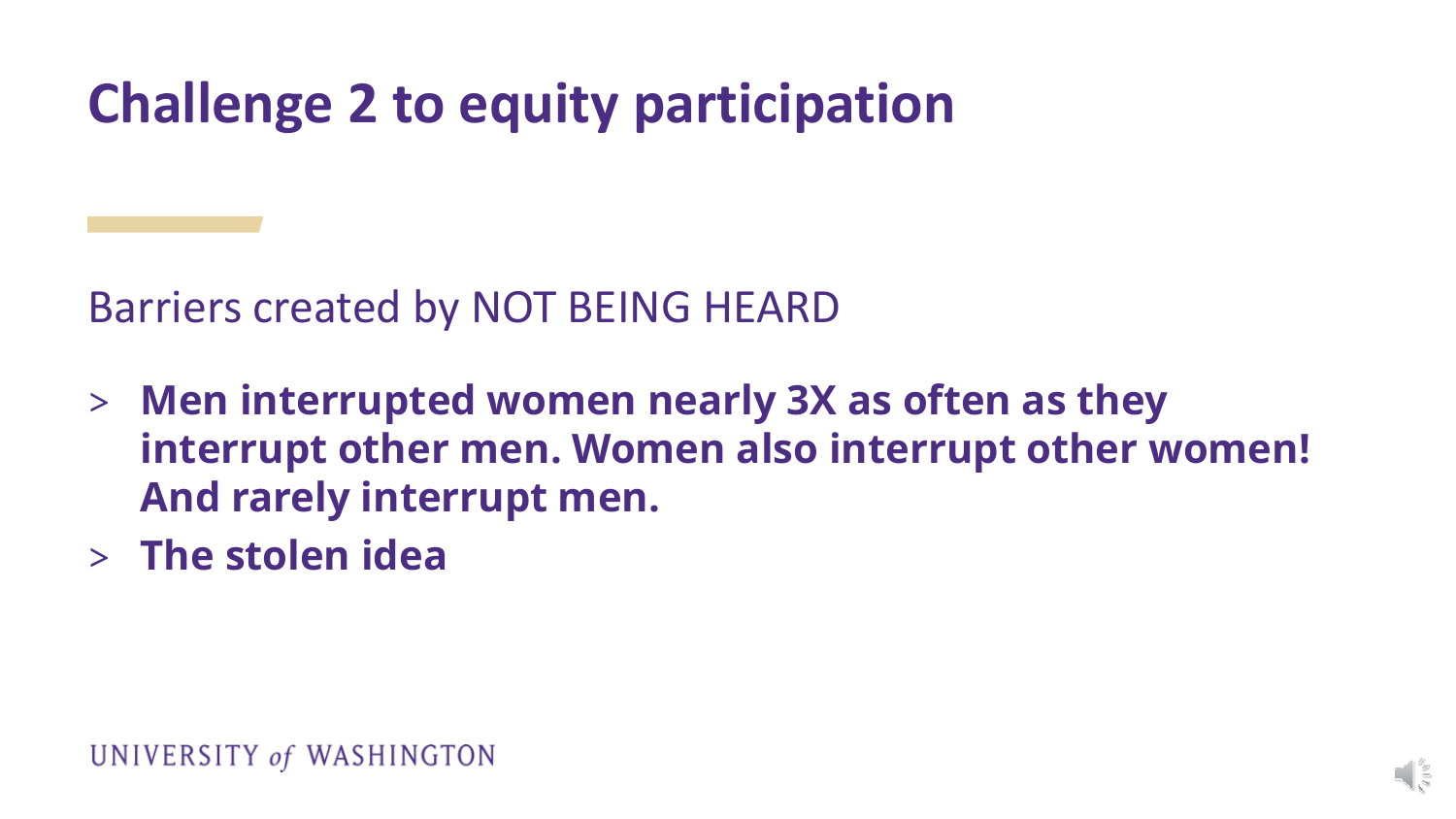# Challenge 2 to equity participation

Barriers created by NOT BEING HEARD

- **Men interrupted women nearly 3X as often as they interrupt other men. Women also interrupt other women! And rarely interrupt men.**
- **The stolen idea**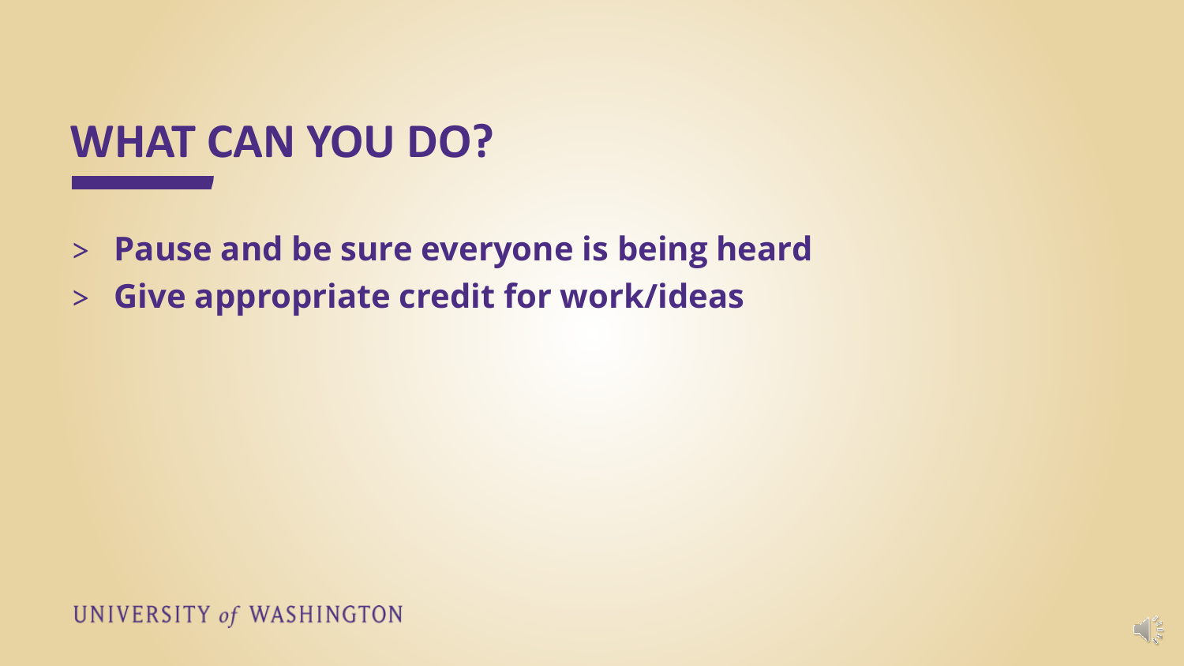# WHAT CAN YOU DO?

- **Pause and be sure everyone is being heard**
- **Give appropriate credit for work/ideas**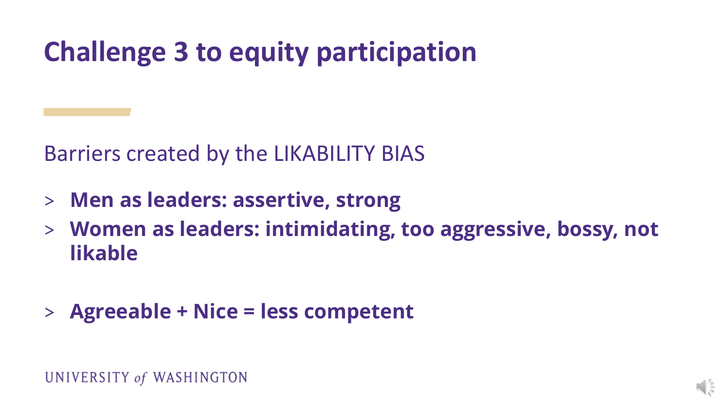# Challenge 3 to equity participation

Barriers created by the LIKABILITY BIAS

- **Men as leaders: assertive, strong**
- **Women as leaders: intimidating, too aggressive, bossy, not likable**

- **Agreeable + Nice = less competent**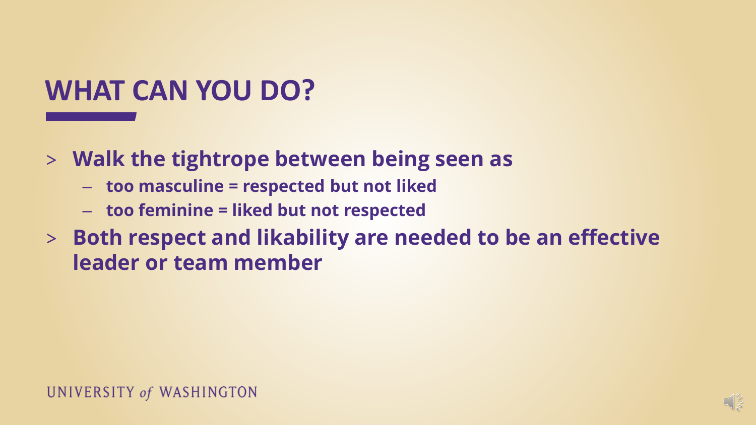# WHAT CAN YOU DO?

- **Walk the tightrope between being seen as**
  - **too masculine = respected but not liked**
  - **too feminine = liked but not respected**
- **Both respect and likability are needed to be an effective leader or team member**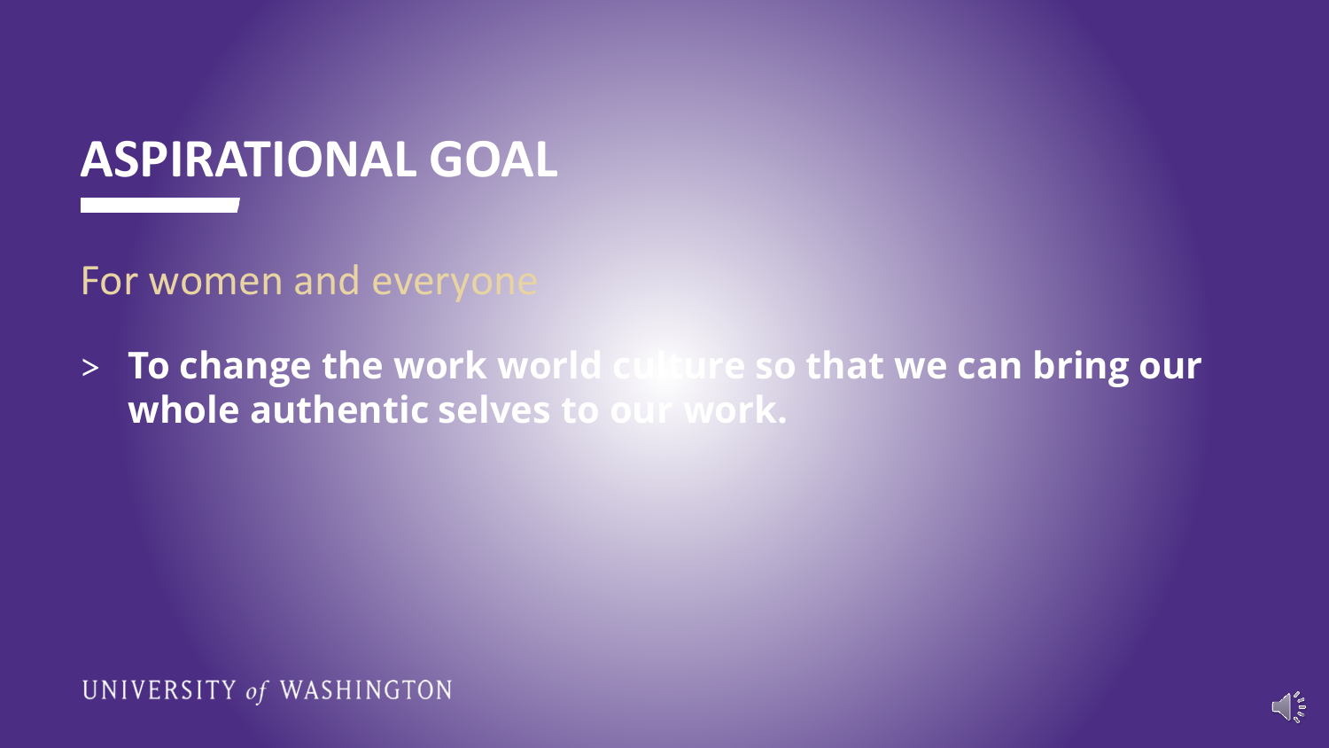# ASPIRATIONAL GOAL

For women and everyone

> **To change the work world culture so that we can bring our whole authentic selves to our work.**

UNIVERSITY *of* WASHINGTON